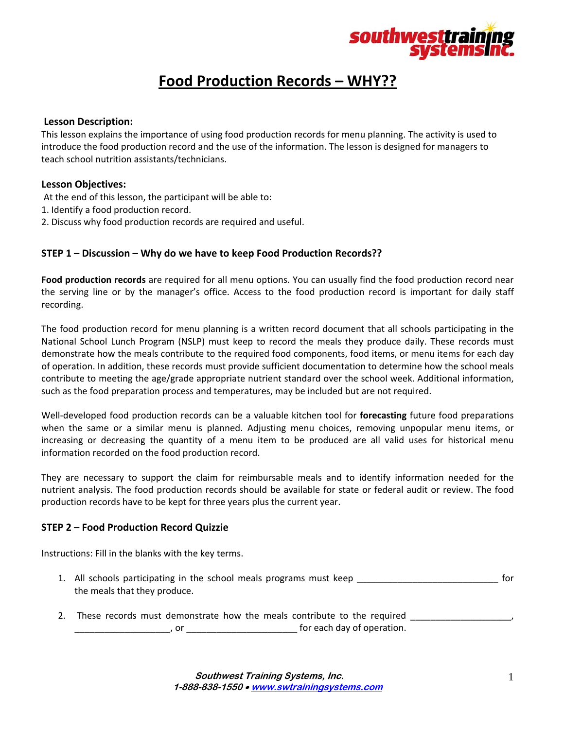# Food Production Records – WHY??

**Lesson Description:**

This lesson explains the importance of using food production records for menu planning. The activity is used to introduce the food production record and the use of the information. The lesson is designed for managers to teach school nutrition assistants/technicians.

**Lesson Objectives:**

At the end of this lesson, the participant will be able to:

1. Identify a food production record.
2. Discuss why food production records are required and useful.

## STEP 1 – Discussion – Why do we have to keep Food Production Records??

**Food production records** are required for all menu options. You can usually find the food production record near the serving line or by the manager's office. Access to the food production record is important for daily staff recording.

The food production record for menu planning is a written record document that all schools participating in the National School Lunch Program (NSLP) must keep to record the meals they produce daily. These records must demonstrate how the meals contribute to the required food components, food items, or menu items for each day of operation. In addition, these records must provide sufficient documentation to determine how the school meals contribute to meeting the age/grade appropriate nutrient standard over the school week. Additional information, such as the food preparation process and temperatures, may be included but are not required.

Well-developed food production records can be a valuable kitchen tool for **forecasting** future food preparations when the same or a similar menu is planned. Adjusting menu choices, removing unpopular menu items, or increasing or decreasing the quantity of a menu item to be produced are all valid uses for historical menu information recorded on the food production record.

They are necessary to support the claim for reimbursable meals and to identify information needed for the nutrient analysis. The food production records should be available for state or federal audit or review. The food production records have to be kept for three years plus the current year.

## STEP 2 – Food Production Record Quizzie

Instructions: Fill in the blanks with the key terms.

1. All schools participating in the school meals programs must keep ___________________________ for the meals that they produce.

2. These records must demonstrate how the meals contribute to the required ___________________, ___________________, or _____________________ for each day of operation.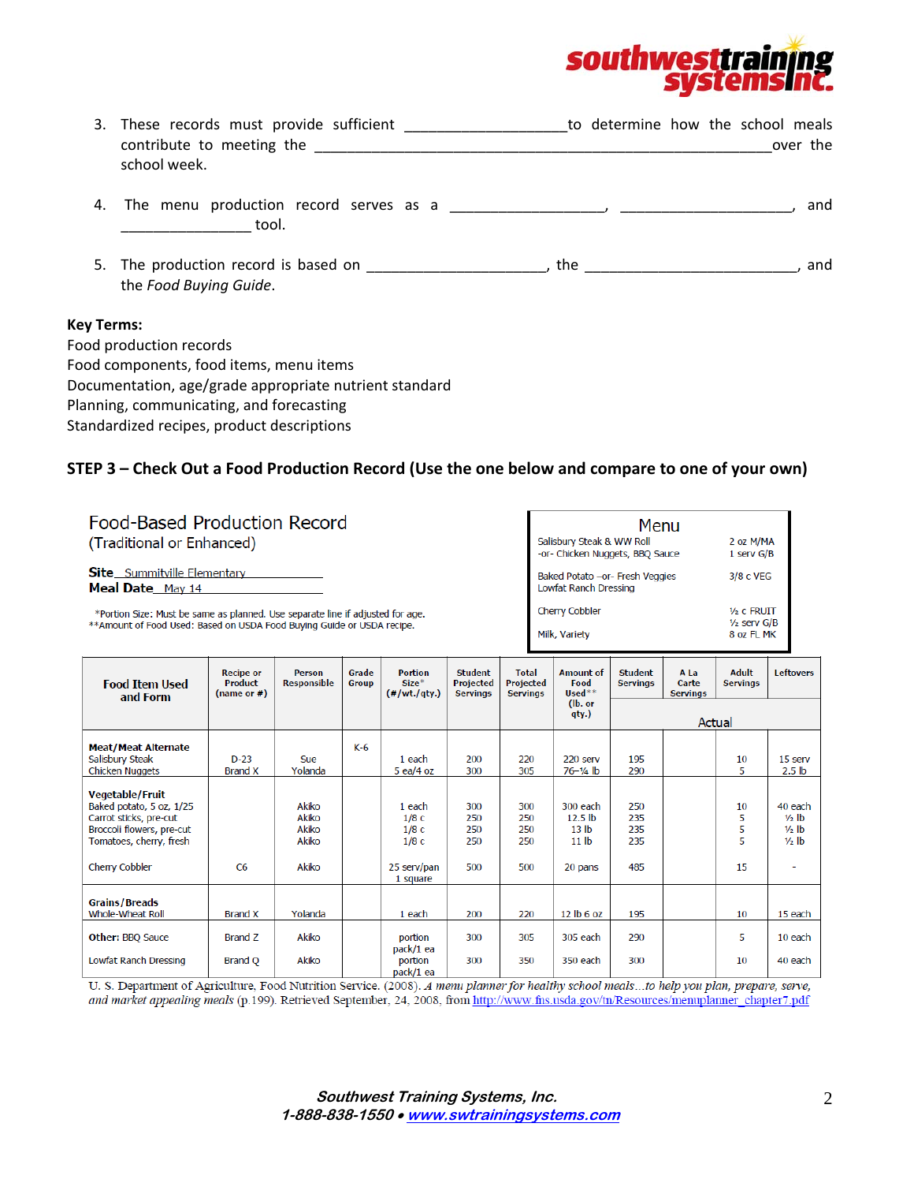3. These records must provide sufficient ___________________ to determine how the school meals contribute to meeting the ______________________________________________________ over the school week.

4. The menu production record serves as a __________________, ____________________, and _______________ tool.

5. The production record is based on _____________________, the _________________________, and the *Food Buying Guide*.

**Key Terms:**
Food production records
Food components, food items, menu items
Documentation, age/grade appropriate nutrient standard
Planning, communicating, and forecasting
Standardized recipes, product descriptions

## STEP 3 – Check Out a Food Production Record (Use the one below and compare to one of your own)

### Food-Based Production Record
(Traditional or Enhanced)

**Site** Summitville Elementary
**Meal Date** May 14

*Portion Size: Must be same as planned. Use separate line if adjusted for age.
**Amount of Food Used: Based on USDA Food Buying Guide or USDA recipe.

| Menu | |
|---|---|
| Salisbury Steak & WW Roll -or- Chicken Nuggets, BBQ Sauce | 2 oz M/MA; 1 serv G/B |
| Baked Potato –or- Fresh Veggies; Lowfat Ranch Dressing | 3/8 c VEG |
| Cherry Cobbler | ½ c FRUIT; ½ serv G/B |
| Milk, Variety | 8 oz FL MK |

| Food Item Used and Form | Recipe or Product (name or #) | Person Responsible | Grade Group | Portion Size* (#/wt./qty.) | Student Projected Servings | Total Projected Servings | Amount of Food Used** (lb. or qty.) | Student Servings (Actual) | A La Carte Servings (Actual) | Adult Servings (Actual) | Leftovers (Actual) |
|---|---|---|---|---|---|---|---|---|---|---|---|
| **Meat/Meat Alternate** | | | K-6 | | | | | | | | |
| Salisbury Steak | D-23 | Sue | | 1 each | 200 | 220 | 220 serv | 195 | | 10 | 15 serv |
| Chicken Nuggets | Brand X | Yolanda | | 5 ea/4 oz | 300 | 305 | 76–¼ lb | 290 | | 5 | 2.5 lb |
| **Vegetable/Fruit** | | | | | | | | | | | |
| Baked potato, 5 oz, 1/25 | | Akiko | | 1 each | 300 | 300 | 300 each | 250 | | 10 | 40 each |
| Carrot sticks, pre-cut | | Akiko | | 1/8 c | 250 | 250 | 12.5 lb | 235 | | 5 | ⅓ lb |
| Broccoli flowers, pre-cut | | Akiko | | 1/8 c | 250 | 250 | 13 lb | 235 | | 5 | ½ lb |
| Tomatoes, cherry, fresh | | Akiko | | 1/8 c | 250 | 250 | 11 lb | 235 | | 5 | ½ lb |
| Cherry Cobbler | C6 | Akiko | | 25 serv/pan 1 square | 500 | 500 | 20 pans | 485 | | 15 | - |
| **Grains/Breads** | | | | | | | | | | | |
| Whole-Wheat Roll | Brand X | Yolanda | | 1 each | 200 | 220 | 12 lb 6 oz | 195 | | 10 | 15 each |
| **Other:** BBQ Sauce | Brand Z | Akiko | | portion pack/1 ea | 300 | 305 | 305 each | 290 | | 5 | 10 each |
| Lowfat Ranch Dressing | Brand Q | Akiko | | portion pack/1 ea | 300 | 350 | 350 each | 300 | | 10 | 40 each |

U. S. Department of Agriculture, Food Nutrition Service. (2008). *A menu planner for healthy school meals…to help you plan, prepare, serve, and market appealing meals* (p.199). Retrieved September, 24, 2008, from http://www.fns.usda.gov/tn/Resources/menuplanner_chapter7.pdf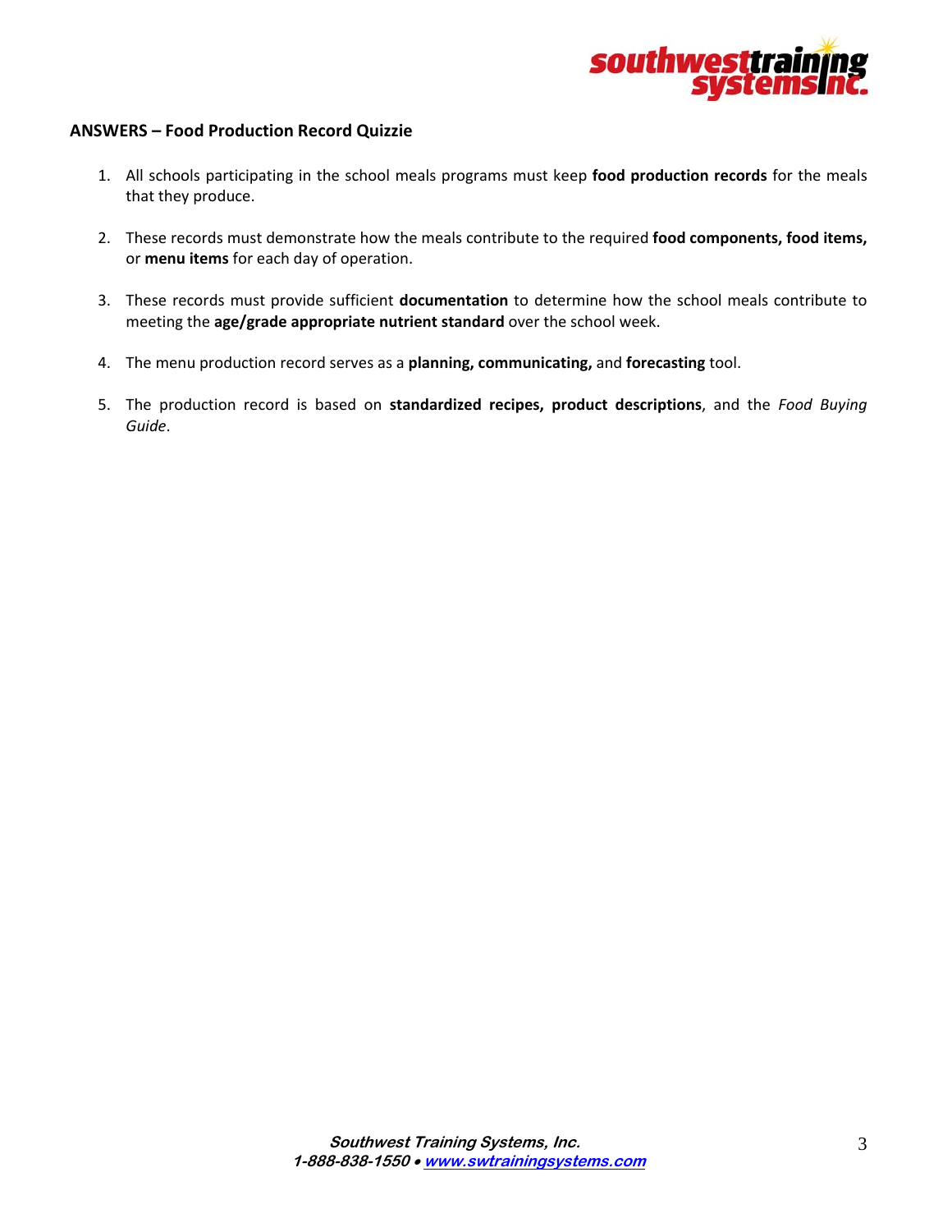**ANSWERS – Food Production Record Quizzie**

1. All schools participating in the school meals programs must keep **food production records** for the meals that they produce.

2. These records must demonstrate how the meals contribute to the required **food components, food items,** or **menu items** for each day of operation.

3. These records must provide sufficient **documentation** to determine how the school meals contribute to meeting the **age/grade appropriate nutrient standard** over the school week.

4. The menu production record serves as a **planning, communicating,** and **forecasting** tool.

5. The production record is based on **standardized recipes, product descriptions**, and the *Food Buying Guide*.